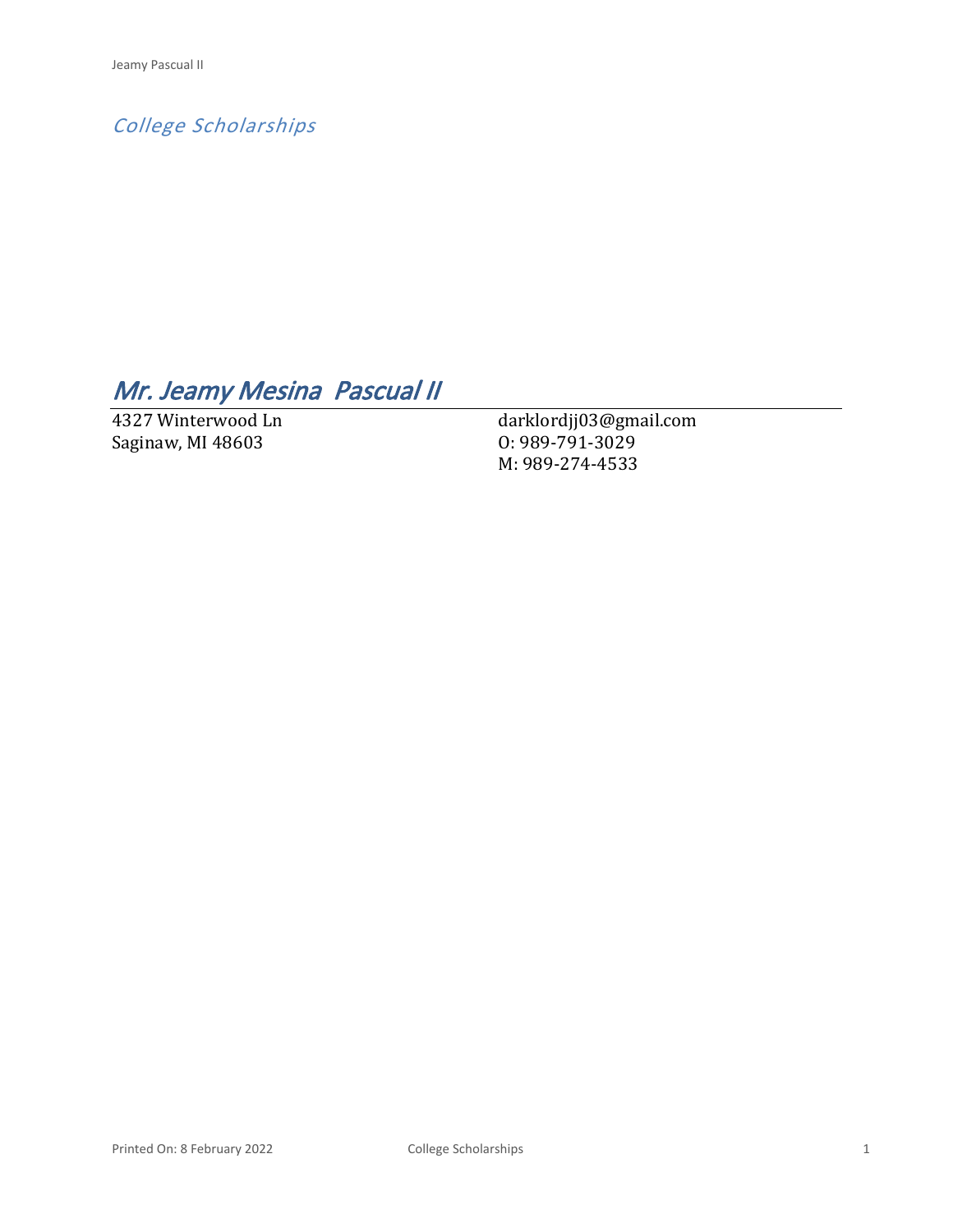*College Scholarships*

# *Mr. Jeamy Mesina  Pascual II*

4327 Winterwood Ln
Saginaw, MI 48603

darklordjj03@gmail.com
O: 989-791-3029
M: 989-274-4533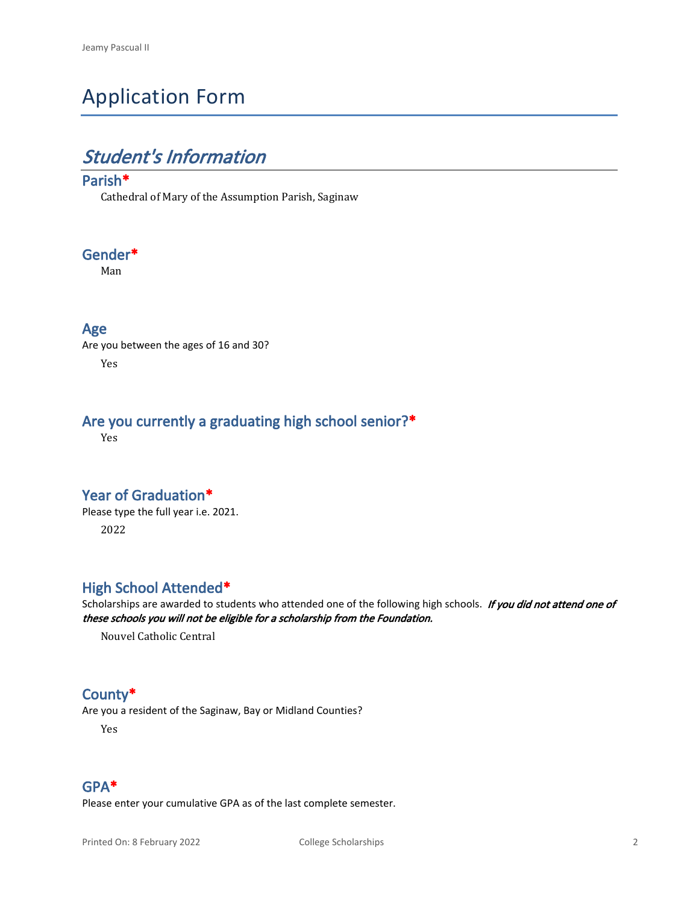# Application Form

## *Student's Information*

### Parish*

Cathedral of Mary of the Assumption Parish, Saginaw

### Gender*

Man

### Age

Are you between the ages of 16 and 30?

Yes

### Are you currently a graduating high school senior?*

Yes

### Year of Graduation*

Please type the full year i.e. 2021.

2022

### High School Attended*

Scholarships are awarded to students who attended one of the following high schools. ***If you did not attend one of these schools you will not be eligible for a scholarship from the Foundation.***

Nouvel Catholic Central

### County*

Are you a resident of the Saginaw, Bay or Midland Counties?

Yes

### GPA*

Please enter your cumulative GPA as of the last complete semester.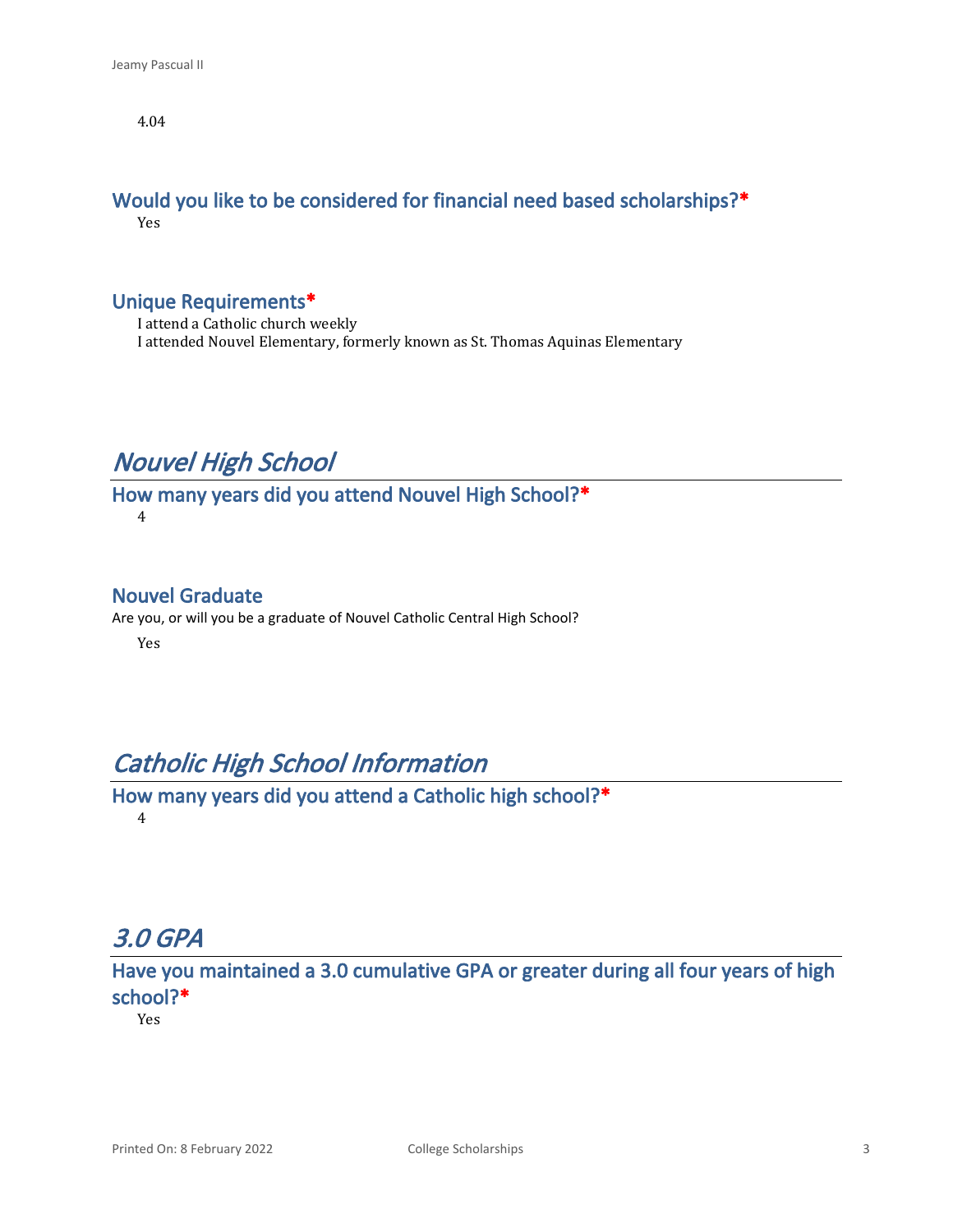4.04

### Would you like to be considered for financial need based scholarships?*

Yes

### Unique Requirements*

I attend a Catholic church weekly
I attended Nouvel Elementary, formerly known as St. Thomas Aquinas Elementary

## *Nouvel High School*

### How many years did you attend Nouvel High School?*

4

### Nouvel Graduate

Are you, or will you be a graduate of Nouvel Catholic Central High School?

Yes

## *Catholic High School Information*

### How many years did you attend a Catholic high school?*

4

## *3.0 GPA*

### Have you maintained a 3.0 cumulative GPA or greater during all four years of high school?*

Yes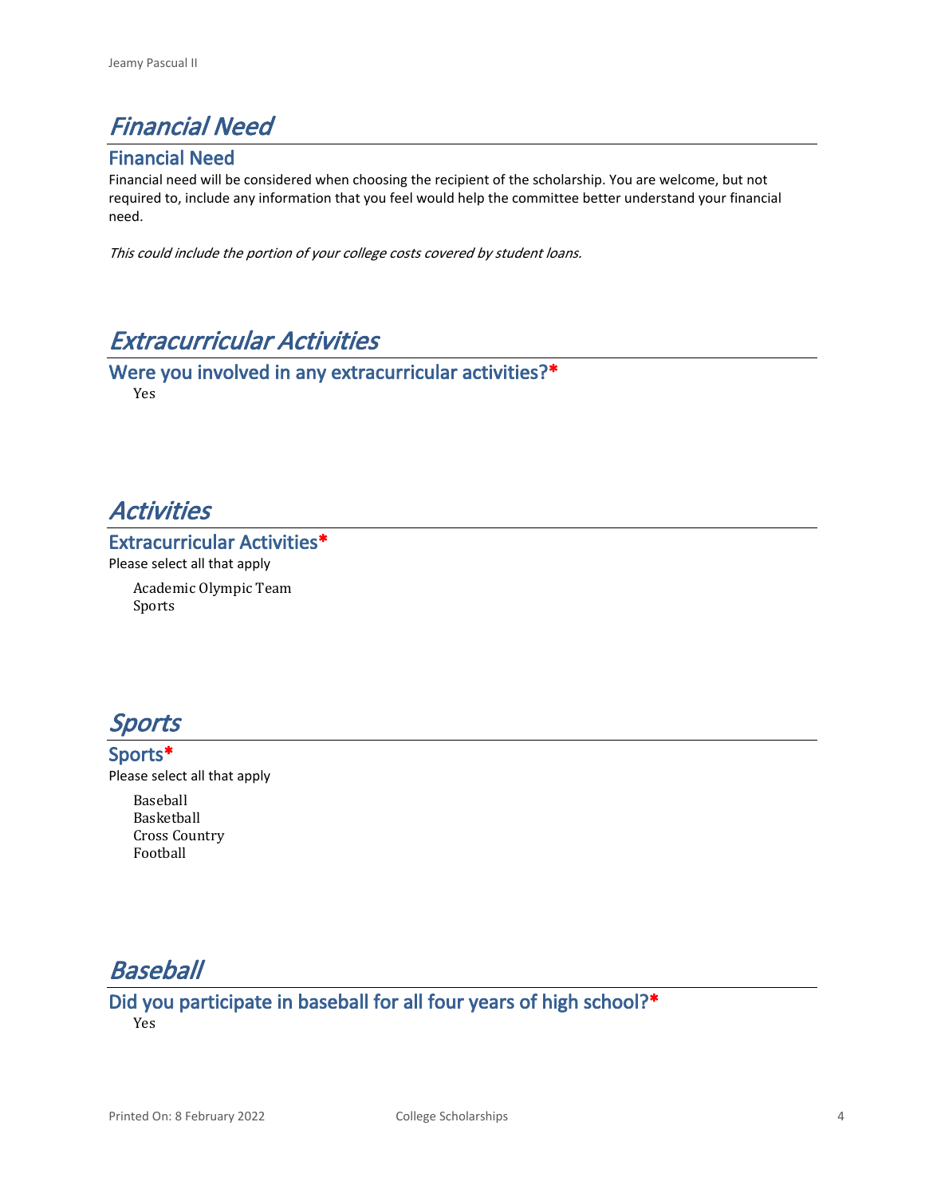# *Financial Need*

## Financial Need

Financial need will be considered when choosing the recipient of the scholarship. You are welcome, but not required to, include any information that you feel would help the committee better understand your financial need.

*This could include the portion of your college costs covered by student loans.*

# *Extracurricular Activities*

## Were you involved in any extracurricular activities?*

Yes

# *Activities*

## Extracurricular Activities*

Please select all that apply

Academic Olympic Team
Sports

# *Sports*

## Sports*

Please select all that apply

Baseball
Basketball
Cross Country
Football

# *Baseball*

## Did you participate in baseball for all four years of high school?*

Yes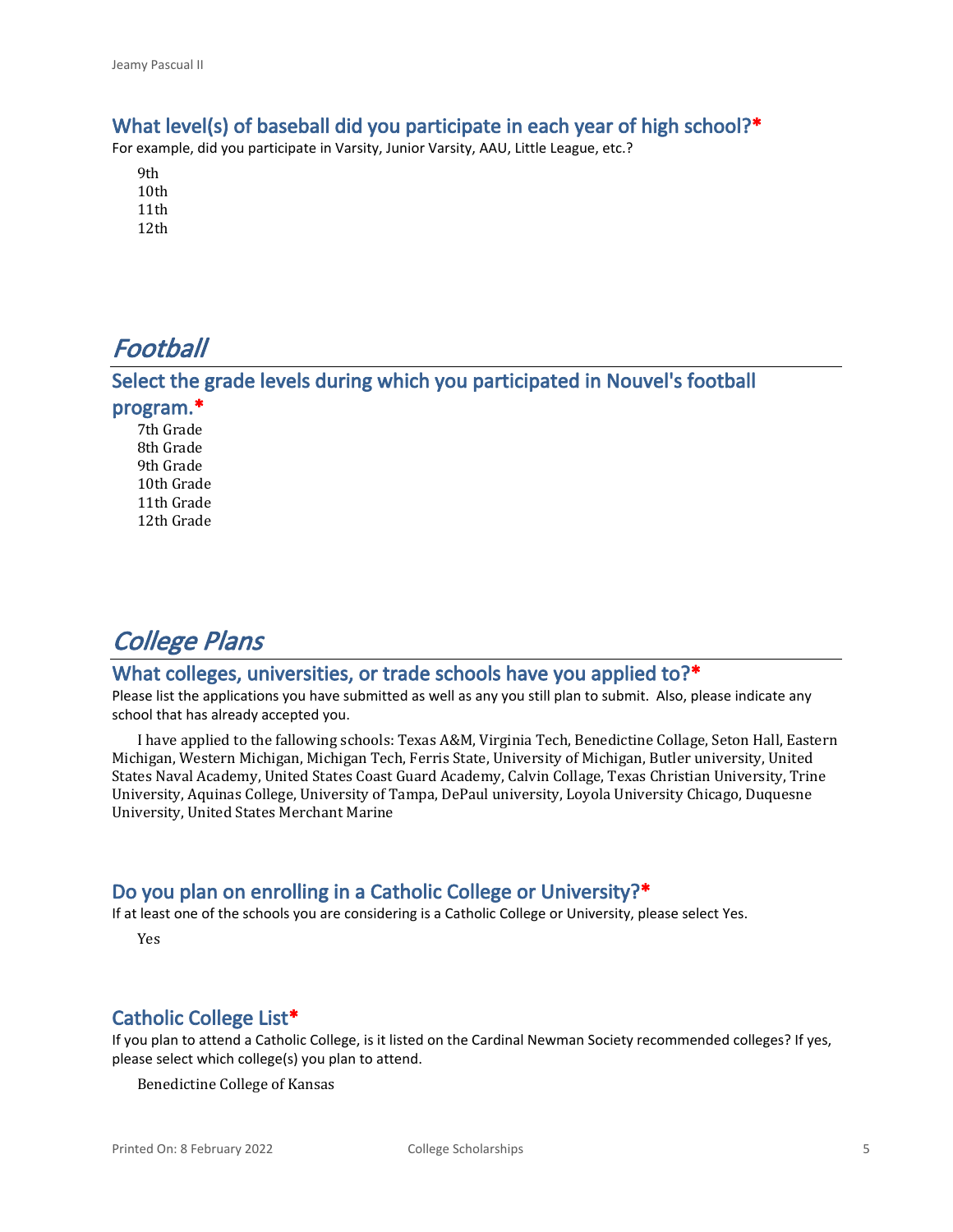### What level(s) of baseball did you participate in each year of high school?*

For example, did you participate in Varsity, Junior Varsity, AAU, Little League, etc.?

9th
10th
11th
12th

## *Football*

### Select the grade levels during which you participated in Nouvel's football program.*

7th Grade
8th Grade
9th Grade
10th Grade
11th Grade
12th Grade

## *College Plans*

### What colleges, universities, or trade schools have you applied to?*

Please list the applications you have submitted as well as any you still plan to submit. Also, please indicate any school that has already accepted you.

I have applied to the fallowing schools: Texas A&M, Virginia Tech, Benedictine Collage, Seton Hall, Eastern Michigan, Western Michigan, Michigan Tech, Ferris State, University of Michigan, Butler university, United States Naval Academy, United States Coast Guard Academy, Calvin Collage, Texas Christian University, Trine University, Aquinas College, University of Tampa, DePaul university, Loyola University Chicago, Duquesne University, United States Merchant Marine

### Do you plan on enrolling in a Catholic College or University?*

If at least one of the schools you are considering is a Catholic College or University, please select Yes.

Yes

### Catholic College List*

If you plan to attend a Catholic College, is it listed on the Cardinal Newman Society recommended colleges? If yes, please select which college(s) you plan to attend.

Benedictine College of Kansas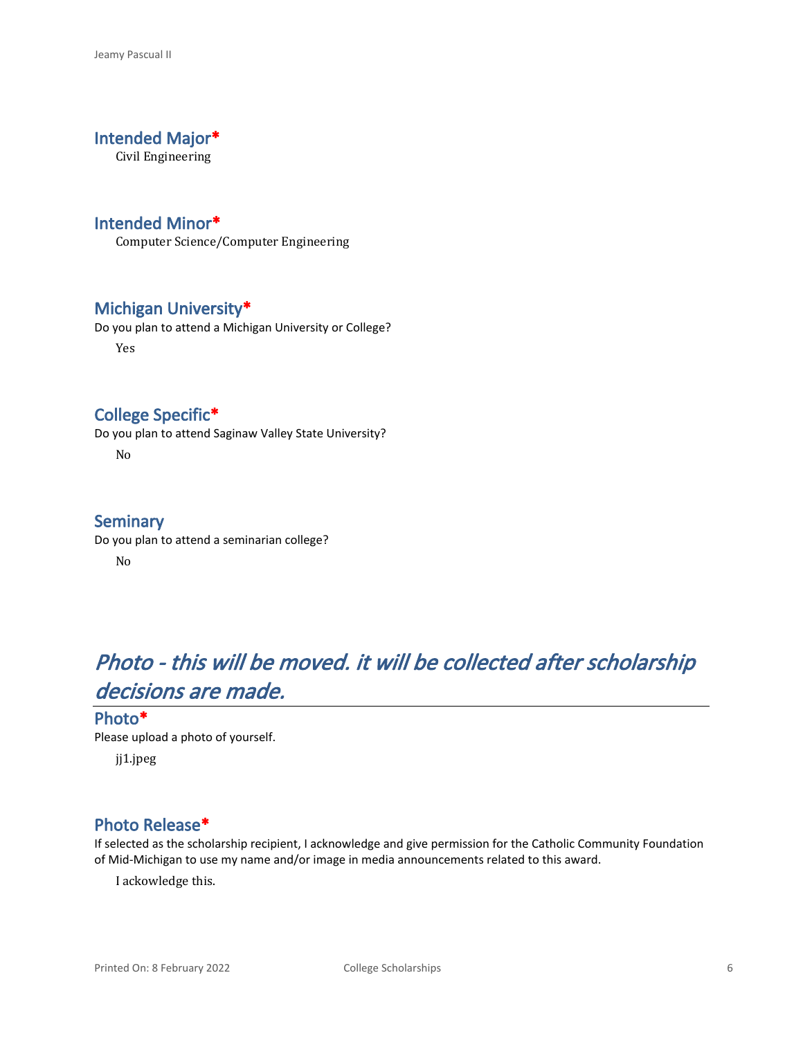### Intended Major*

Civil Engineering

### Intended Minor*

Computer Science/Computer Engineering

### Michigan University*

Do you plan to attend a Michigan University or College?

Yes

### College Specific*

Do you plan to attend Saginaw Valley State University?

No

### Seminary

Do you plan to attend a seminarian college?

No

## *Photo - this will be moved. it will be collected after scholarship decisions are made.*

---

### Photo*

Please upload a photo of yourself.

jj1.jpeg

### Photo Release*

If selected as the scholarship recipient, I acknowledge and give permission for the Catholic Community Foundation of Mid-Michigan to use my name and/or image in media announcements related to this award.

I ackowledge this.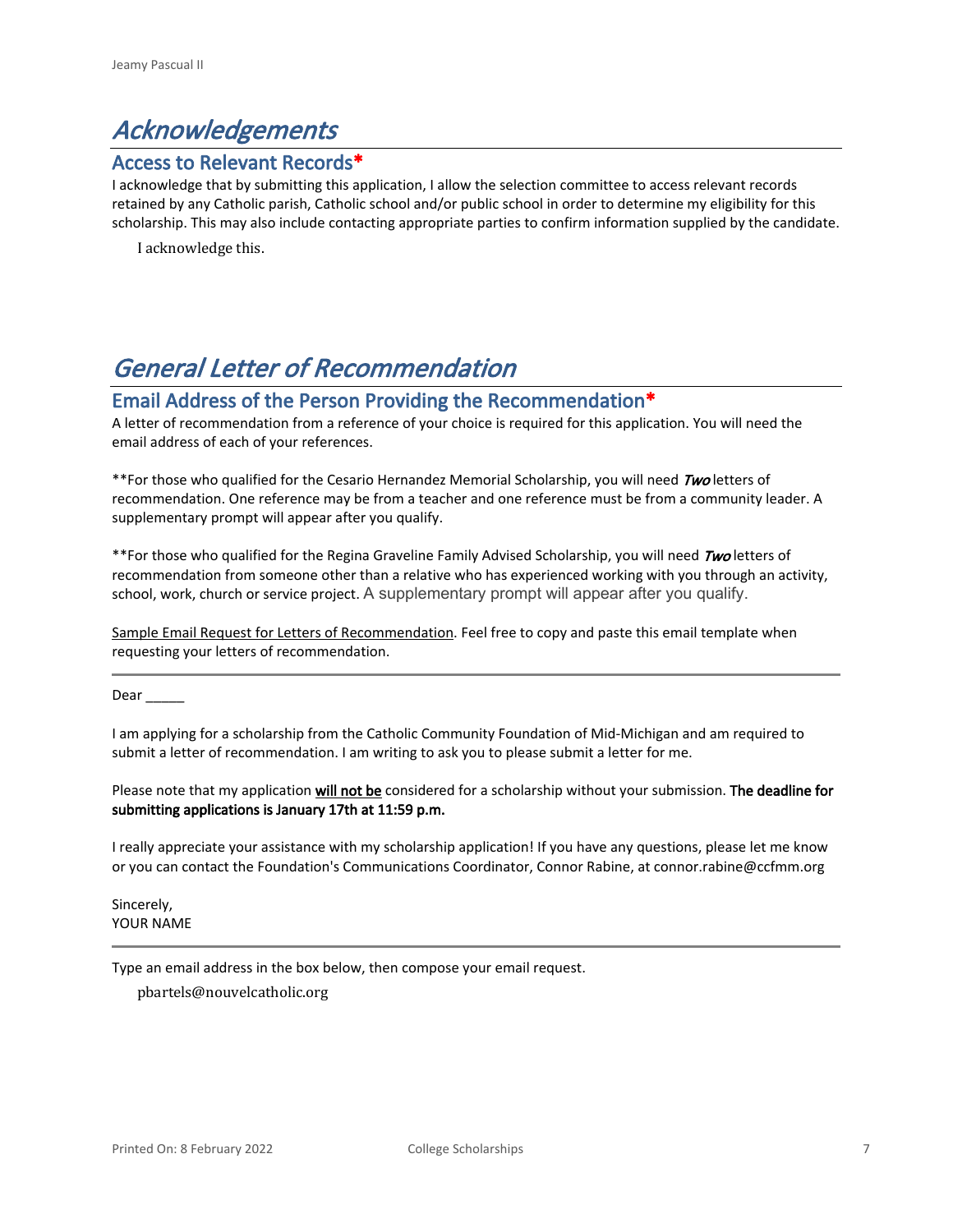# *Acknowledgements*

## Access to Relevant Records*

I acknowledge that by submitting this application, I allow the selection committee to access relevant records retained by any Catholic parish, Catholic school and/or public school in order to determine my eligibility for this scholarship. This may also include contacting appropriate parties to confirm information supplied by the candidate.

I acknowledge this.

# *General Letter of Recommendation*

## Email Address of the Person Providing the Recommendation*

A letter of recommendation from a reference of your choice is required for this application. You will need the email address of each of your references.

**For those who qualified for the Cesario Hernandez Memorial Scholarship, you will need ***Two*** letters of recommendation. One reference may be from a teacher and one reference must be from a community leader. A supplementary prompt will appear after you qualify.

**For those who qualified for the Regina Graveline Family Advised Scholarship, you will need ***Two*** letters of recommendation from someone other than a relative who has experienced working with you through an activity, school, work, church or service project. A supplementary prompt will appear after you qualify.

<u>Sample Email Request for Letters of Recommendation</u>. Feel free to copy and paste this email template when requesting your letters of recommendation.

---

Dear _____

I am applying for a scholarship from the Catholic Community Foundation of Mid-Michigan and am required to submit a letter of recommendation. I am writing to ask you to please submit a letter for me.

Please note that my application <u>**will not be**</u> considered for a scholarship without your submission. **The deadline for submitting applications is January 17th at 11:59 p.m.**

I really appreciate your assistance with my scholarship application! If you have any questions, please let me know or you can contact the Foundation's Communications Coordinator, Connor Rabine, at connor.rabine@ccfmm.org

Sincerely,
YOUR NAME

---

Type an email address in the box below, then compose your email request.

pbartels@nouvelcatholic.org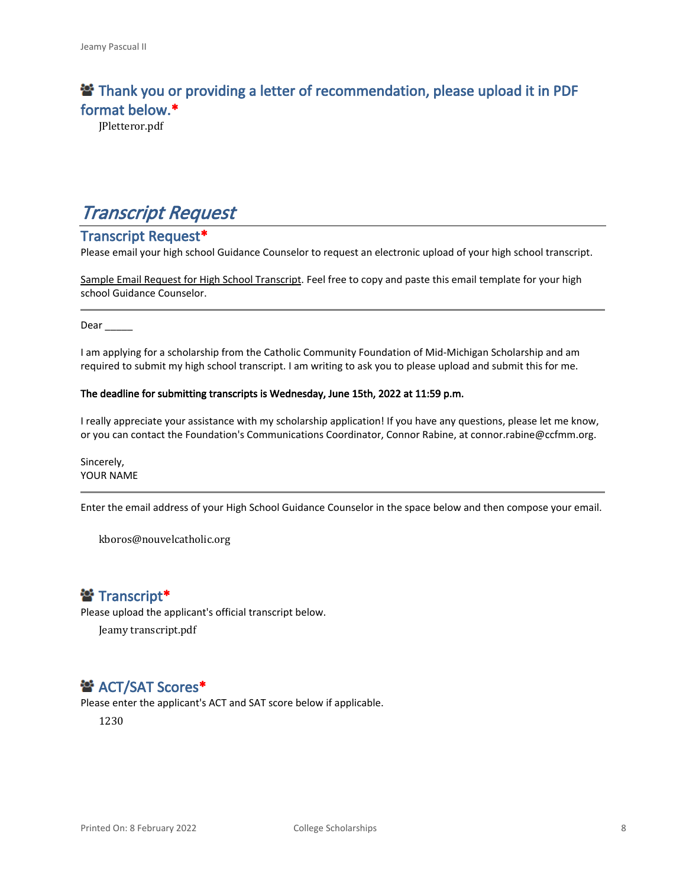## Thank you or providing a letter of recommendation, please upload it in PDF format below.*

JPletteror.pdf

# *Transcript Request*

## Transcript Request*

Please email your high school Guidance Counselor to request an electronic upload of your high school transcript.

Sample Email Request for High School Transcript. Feel free to copy and paste this email template for your high school Guidance Counselor.

---

Dear _____

I am applying for a scholarship from the Catholic Community Foundation of Mid-Michigan Scholarship and am required to submit my high school transcript. I am writing to ask you to please upload and submit this for me.

**The deadline for submitting transcripts is Wednesday, June 15th, 2022 at 11:59 p.m.**

I really appreciate your assistance with my scholarship application! If you have any questions, please let me know, or you can contact the Foundation's Communications Coordinator, Connor Rabine, at connor.rabine@ccfmm.org.

Sincerely,
YOUR NAME

---

Enter the email address of your High School Guidance Counselor in the space below and then compose your email.

kboros@nouvelcatholic.org

## Transcript*

Please upload the applicant's official transcript below.

Jeamy transcript.pdf

## ACT/SAT Scores*

Please enter the applicant's ACT and SAT score below if applicable.

1230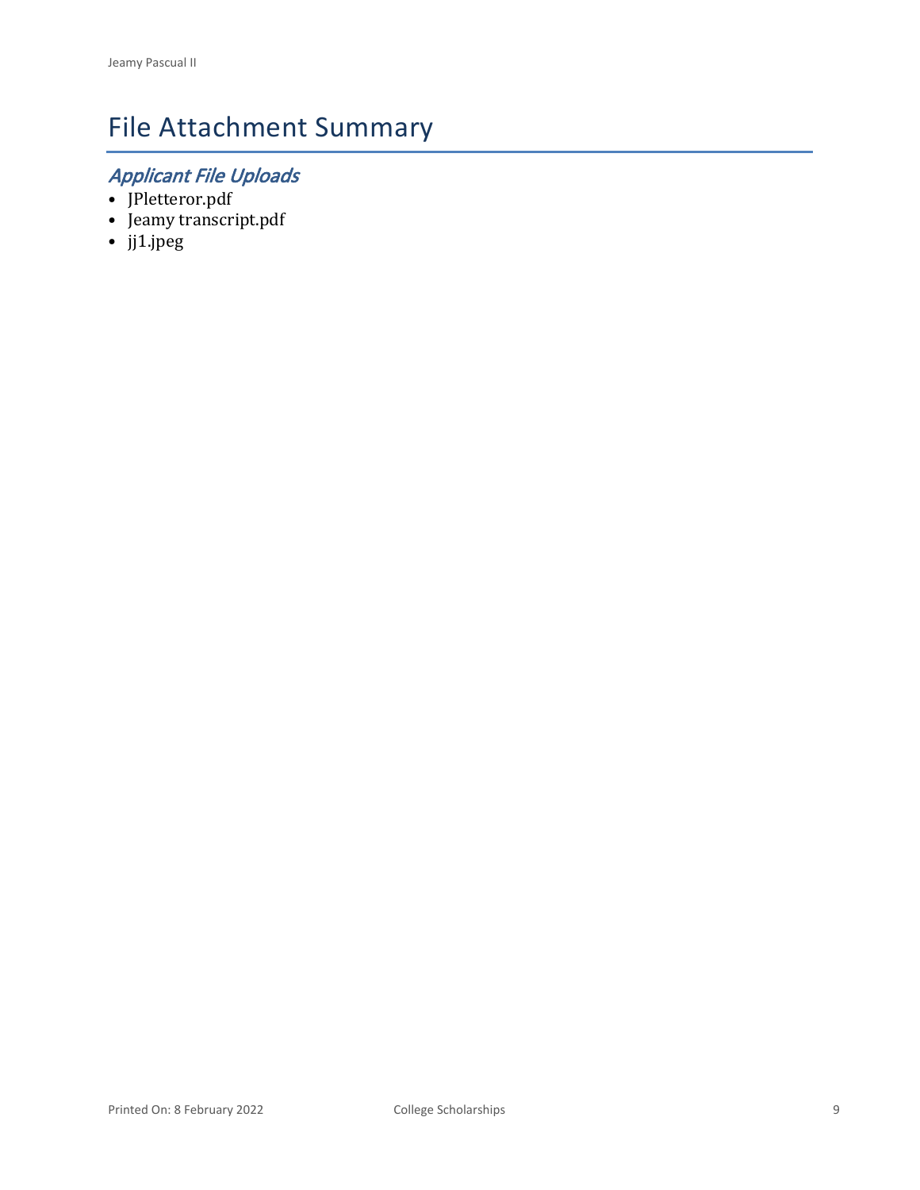# File Attachment Summary

## *Applicant File Uploads*

- JPletteror.pdf
- Jeamy transcript.pdf
- jj1.jpeg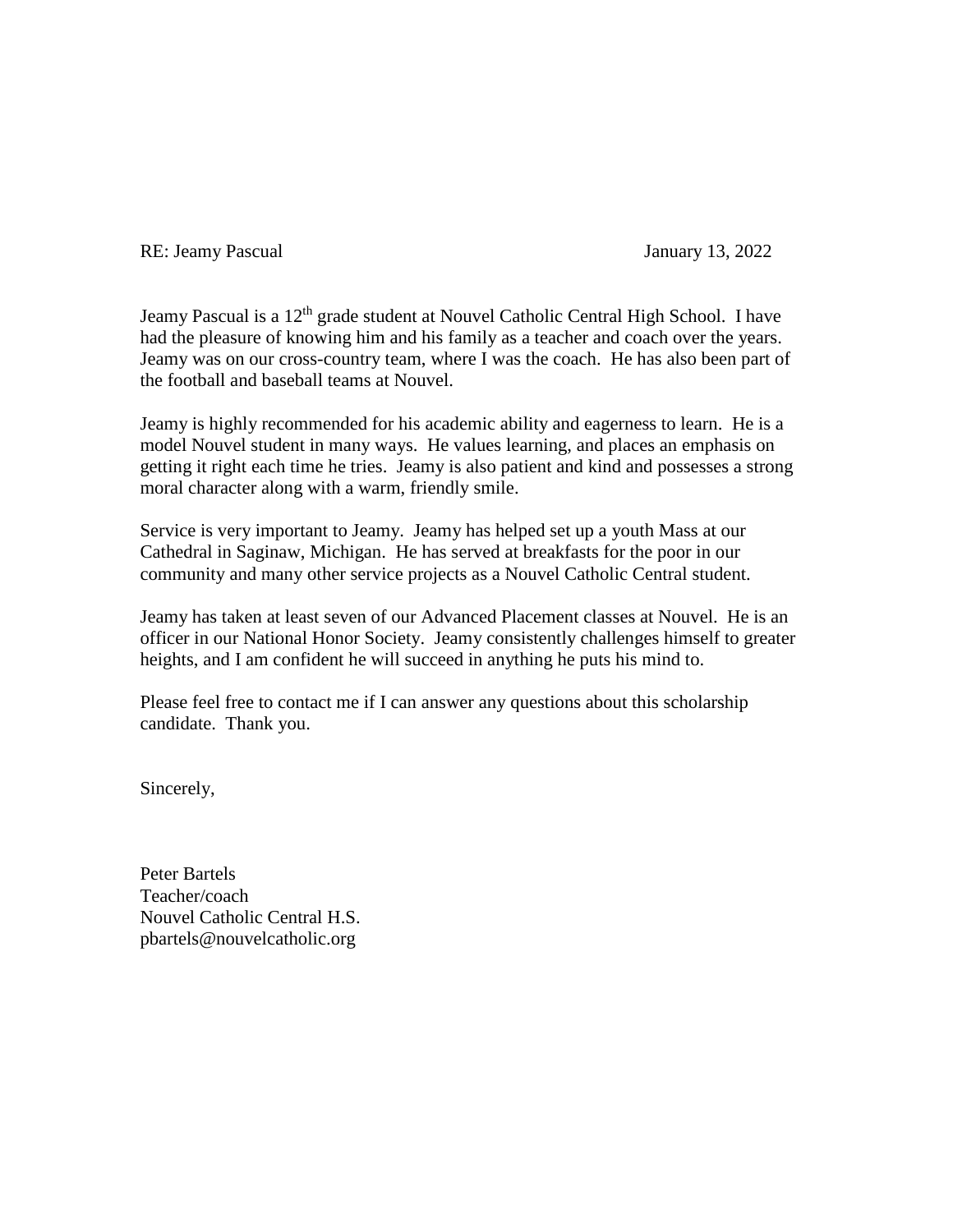RE: Jeamy Pascual January 13, 2022

Jeamy Pascual is a 12th grade student at Nouvel Catholic Central High School. I have had the pleasure of knowing him and his family as a teacher and coach over the years. Jeamy was on our cross-country team, where I was the coach. He has also been part of the football and baseball teams at Nouvel.

Jeamy is highly recommended for his academic ability and eagerness to learn. He is a model Nouvel student in many ways. He values learning, and places an emphasis on getting it right each time he tries. Jeamy is also patient and kind and possesses a strong moral character along with a warm, friendly smile.

Service is very important to Jeamy. Jeamy has helped set up a youth Mass at our Cathedral in Saginaw, Michigan. He has served at breakfasts for the poor in our community and many other service projects as a Nouvel Catholic Central student.

Jeamy has taken at least seven of our Advanced Placement classes at Nouvel. He is an officer in our National Honor Society. Jeamy consistently challenges himself to greater heights, and I am confident he will succeed in anything he puts his mind to.

Please feel free to contact me if I can answer any questions about this scholarship candidate. Thank you.

Sincerely,

Peter Bartels
Teacher/coach
Nouvel Catholic Central H.S.
pbartels@nouvelcatholic.org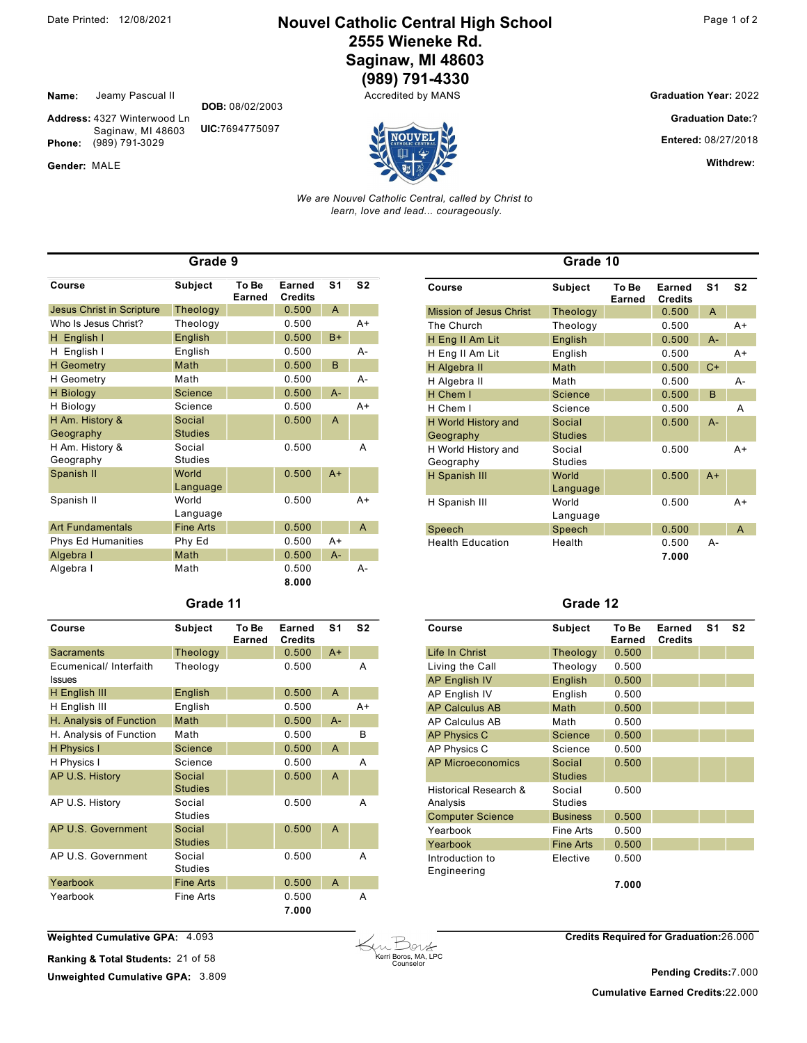Date Printed: 12/08/2021

# Nouvel Catholic Central High School
## 2555 Wieneke Rd.
## Saginaw, MI 48603
## (989) 791-4330

Accredited by MANS

**Name:** Jeamy Pascual II

**Address:** 4327 Winterwood Ln Saginaw, MI 48603

**Phone:** (989) 791-3029

**Gender:** MALE

**DOB:** 08/02/2003

**UIC:** 7694775097

**Graduation Year:** 2022

**Graduation Date:** ?

**Entered:** 08/27/2018

**Withdrew:**

*We are Nouvel Catholic Central, called by Christ to learn, love and lead... courageously.*

### Grade 9

| Course | Subject | To Be Earned | Earned Credits | S1 | S2 |
|---|---|---|---|---|---|
| Jesus Christ in Scripture | Theology | | 0.500 | A | |
| Who Is Jesus Christ? | Theology | | 0.500 | | A+ |
| H English I | English | | 0.500 | B+ | |
| H English I | English | | 0.500 | | A- |
| H Geometry | Math | | 0.500 | B | |
| H Geometry | Math | | 0.500 | | A- |
| H Biology | Science | | 0.500 | A- | |
| H Biology | Science | | 0.500 | | A+ |
| H Am. History & Geography | Social Studies | | 0.500 | A | |
| H Am. History & Geography | Social Studies | | 0.500 | | A |
| Spanish II | World Language | | 0.500 | A+ | |
| Spanish II | World Language | | 0.500 | | A+ |
| Art Fundamentals | Fine Arts | | 0.500 | | A |
| Phys Ed Humanities | Phy Ed | | 0.500 | A+ | |
| Algebra I | Math | | 0.500 | A- | |
| Algebra I | Math | | 0.500 | | A- |
| | | | **8.000** | | |

### Grade 10

| Course | Subject | To Be Earned | Earned Credits | S1 | S2 |
|---|---|---|---|---|---|
| Mission of Jesus Christ | Theology | | 0.500 | A | |
| The Church | Theology | | 0.500 | | A+ |
| H Eng II Am Lit | English | | 0.500 | A- | |
| H Eng II Am Lit | English | | 0.500 | | A+ |
| H Algebra II | Math | | 0.500 | C+ | |
| H Algebra II | Math | | 0.500 | | A- |
| H Chem I | Science | | 0.500 | B | |
| H Chem I | Science | | 0.500 | | A |
| H World History and Geography | Social Studies | | 0.500 | A- | |
| H World History and Geography | Social Studies | | 0.500 | | A+ |
| H Spanish III | World Language | | 0.500 | A+ | |
| H Spanish III | World Language | | 0.500 | | A+ |
| Speech | Speech | | 0.500 | | A |
| Health Education | Health | | 0.500 | A- | |
| | | | **7.000** | | |

### Grade 11

| Course | Subject | To Be Earned | Earned Credits | S1 | S2 |
|---|---|---|---|---|---|
| Sacraments | Theology | | 0.500 | A+ | |
| Ecumenical/ Interfaith Issues | Theology | | 0.500 | | A |
| H English III | English | | 0.500 | A | |
| H English III | English | | 0.500 | | A+ |
| H. Analysis of Function | Math | | 0.500 | A- | |
| H. Analysis of Function | Math | | 0.500 | | B |
| H Physics I | Science | | 0.500 | A | |
| H Physics I | Science | | 0.500 | | A |
| AP U.S. History | Social Studies | | 0.500 | A | |
| AP U.S. History | Social Studies | | 0.500 | | A |
| AP U.S. Government | Social Studies | | 0.500 | A | |
| AP U.S. Government | Social Studies | | 0.500 | | A |
| Yearbook | Fine Arts | | 0.500 | A | |
| Yearbook | Fine Arts | | 0.500 | | A |
| | | | **7.000** | | |

### Grade 12

| Course | Subject | To Be Earned | Earned Credits | S1 | S2 |
|---|---|---|---|---|---|
| Life In Christ | Theology | 0.500 | | | |
| Living the Call | Theology | 0.500 | | | |
| AP English IV | English | 0.500 | | | |
| AP English IV | English | 0.500 | | | |
| AP Calculus AB | Math | 0.500 | | | |
| AP Calculus AB | Math | 0.500 | | | |
| AP Physics C | Science | 0.500 | | | |
| AP Physics C | Science | 0.500 | | | |
| AP Microeconomics | Social Studies | 0.500 | | | |
| Historical Research & Analysis | Social Studies | 0.500 | | | |
| Computer Science | Business | 0.500 | | | |
| Yearbook | Fine Arts | 0.500 | | | |
| Yearbook | Fine Arts | 0.500 | | | |
| Introduction to Engineering | Elective | 0.500 | | | |
| | | **7.000** | | | |

**Weighted Cumulative GPA:** 4.093

**Ranking & Total Students:** 21 of 58

**Unweighted Cumulative GPA:** 3.809

Kerri Boros, MA, LPC
Counselor

**Credits Required for Graduation:** 26.000

**Pending Credits:** 7.000

**Cumulative Earned Credits:** 22.000